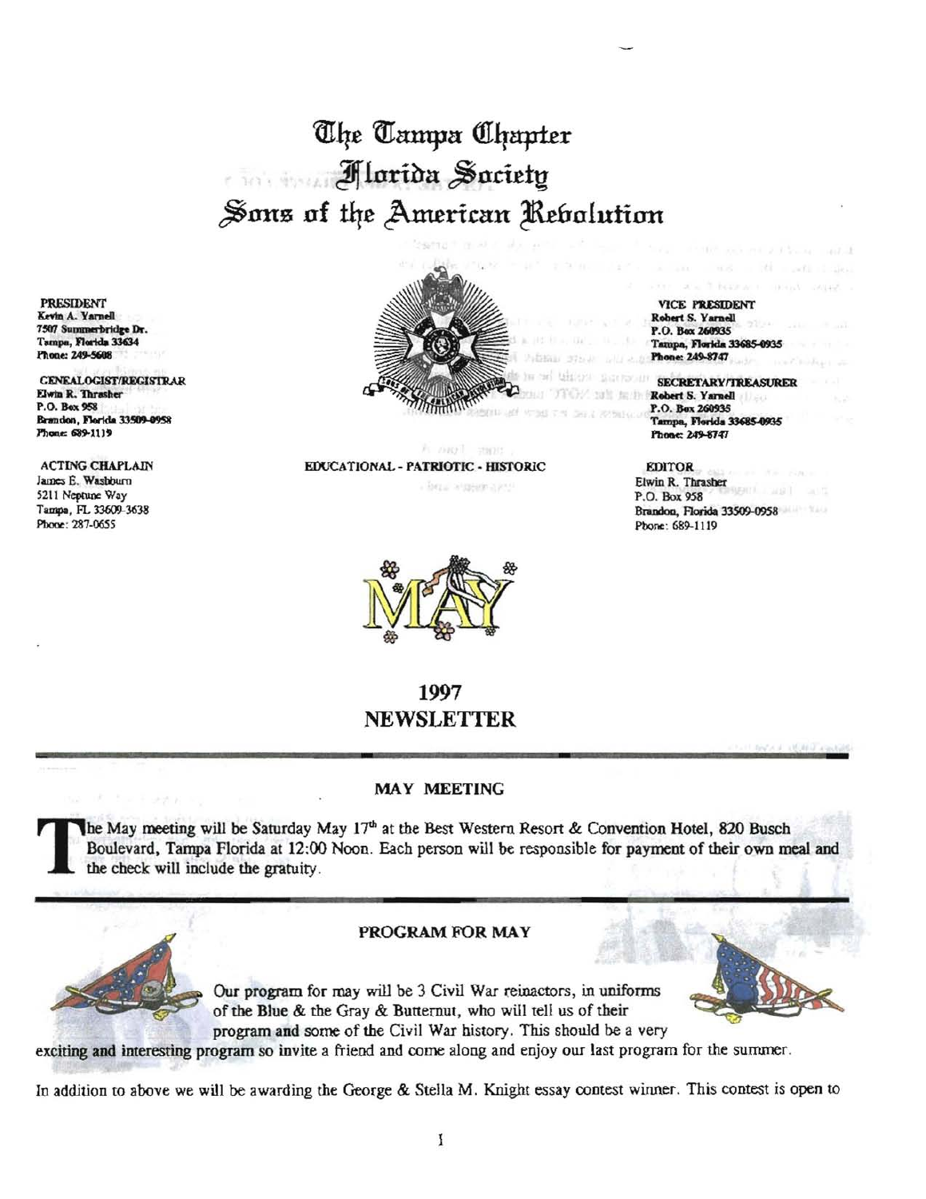# The Tampa Chapter
# Florida Society
# Sons of the American Revolution

**PRESIDENT**
**Kevin A. Yarnell**
**7507 Summerbridge Dr.**
**Tampa, Florida 33634**
**Phone: 249-5608**

**GENEALOGIST/REGISTRAR**
**Elwin R. Thrasher**
**P.O. Box 958**
**Brandon, Florida 33509-0958**
**Phone: 689-1119**

**ACTING CHAPLAIN**
James E. Washburn
5211 Neptune Way
Tampa, FL 33609-3638
Phone: 287-0655

**VICE PRESIDENT**
**Robert S. Yarnell**
**P.O. Box 260935**
**Tampa, Florida 33685-0935**
**Phone: 249-8747**

**SECRETARY/TREASURER**
**Robert S. Yarnell**
**P.O. Box 260935**
**Tampa, Florida 33685-0935**
**Phone: 249-8747**

**EDITOR**
Elwin R. Thrasher
P.O. Box 958
Brandon, Florida 33509-0958
Phone: 689-1119

**EDUCATIONAL - PATRIOTIC - HISTORIC**

MAY

## 1997 NEWSLETTER

### MAY MEETING

The May meeting will be Saturday May 17th at the Best Western Resort & Convention Hotel, 820 Busch Boulevard, Tampa Florida at 12:00 Noon. Each person will be responsible for payment of their own meal and the check will include the gratuity.

### PROGRAM FOR MAY

Our program for may will be 3 Civil War reinactors, in uniforms of the Blue & the Gray & Butternut, who will tell us of their program and some of the Civil War history. This should be a very exciting and interesting program so invite a friend and come along and enjoy our last program for the summer.

In addition to above we will be awarding the George & Stella M. Knight essay contest winner. This contest is open to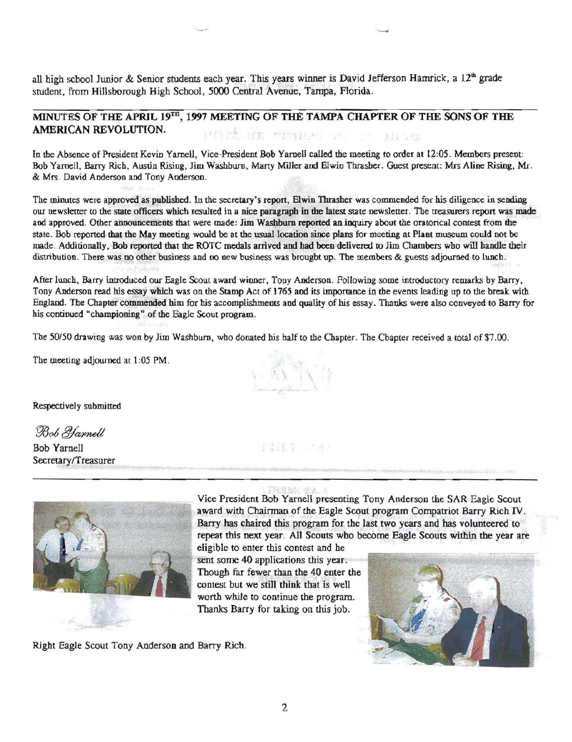all high school Junior & Senior students each year. This years winner is David Jefferson Hamrick, a 12th grade student, from Hillsborough High School, 5000 Central Avenue, Tampa, Florida.

## MINUTES OF THE APRIL 19TH, 1997 MEETING OF THE TAMPA CHAPTER OF THE SONS OF THE AMERICAN REVOLUTION.

In the Absence of President Kevin Yarnell, Vice-President Bob Yarnell called the meeting to order at 12:05. Members present: Bob Yarnell, Barry Rich, Austin Rising, Jim Washburn, Marty Miller and Elwin Thrasher. Guest present: Mrs Aline Rising, Mr. & Mrs. David Anderson and Tony Anderson.

The minutes were approved as published. In the secretary's report, Elwin Thrasher was commended for his diligence in sending our newsletter to the state officers which resulted in a nice paragraph in the latest state newsletter. The treasurers report was made and approved. Other announcements that were made: Jim Washburn reported an inquiry about the oratorical contest from the state. Bob reported that the May meeting would be at the usual location since plans for meeting at Plant museum could not be made. Additionally, Bob reported that the ROTC medals arrived and had been delivered to Jim Chambers who will handle their distribution. There was no other business and no new business was brought up. The members & guests adjourned to lunch.

After lunch, Barry introduced our Eagle Scout award winner, Tony Anderson. Following some introductory remarks by Barry, Tony Anderson read his essay which was on the Stamp Act of 1765 and its importance in the events leading up to the break with England. The Chapter commended him for his accomplishments and quality of his essay. Thanks were also conveyed to Barry for his continued "championing" of the Eagle Scout program.

The 50/50 drawing was won by Jim Washburn, who donated his half to the Chapter. The Chapter received a total of $7.00.

The meeting adjourned at 1:05 PM.

Respectively submitted

*Bob Yarnell*

Bob Yarnell
Secretary/Treasurer

---

Vice President Bob Yarnell presenting Tony Anderson the SAR Eagle Scout award with Chairman of the Eagle Scout program Compatriot Barry Rich IV. Barry has chaired this program for the last two years and has volunteered to repeat this next year. All Scouts who become Eagle Scouts within the year are eligible to enter this contest and he sent some 40 applications this year. Though far fewer than the 40 enter the contest but we still think that is well worth while to continue the program. Thanks Barry for taking on this job.

Right Eagle Scout Tony Anderson and Barry Rich.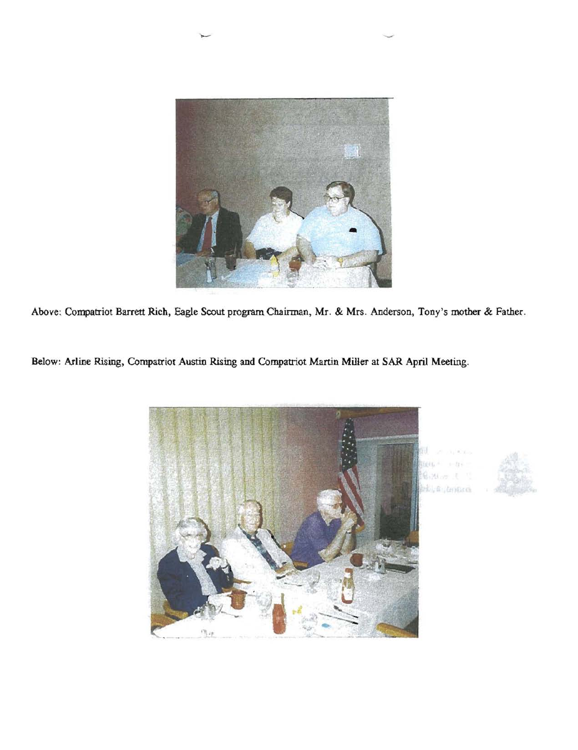Above: Compatriot Barrett Rich, Eagle Scout program Chairman, Mr. & Mrs. Anderson, Tony's mother & Father.

Below: Arline Rising, Compatriot Austin Rising and Compatriot Martin Miller at SAR April Meeting.